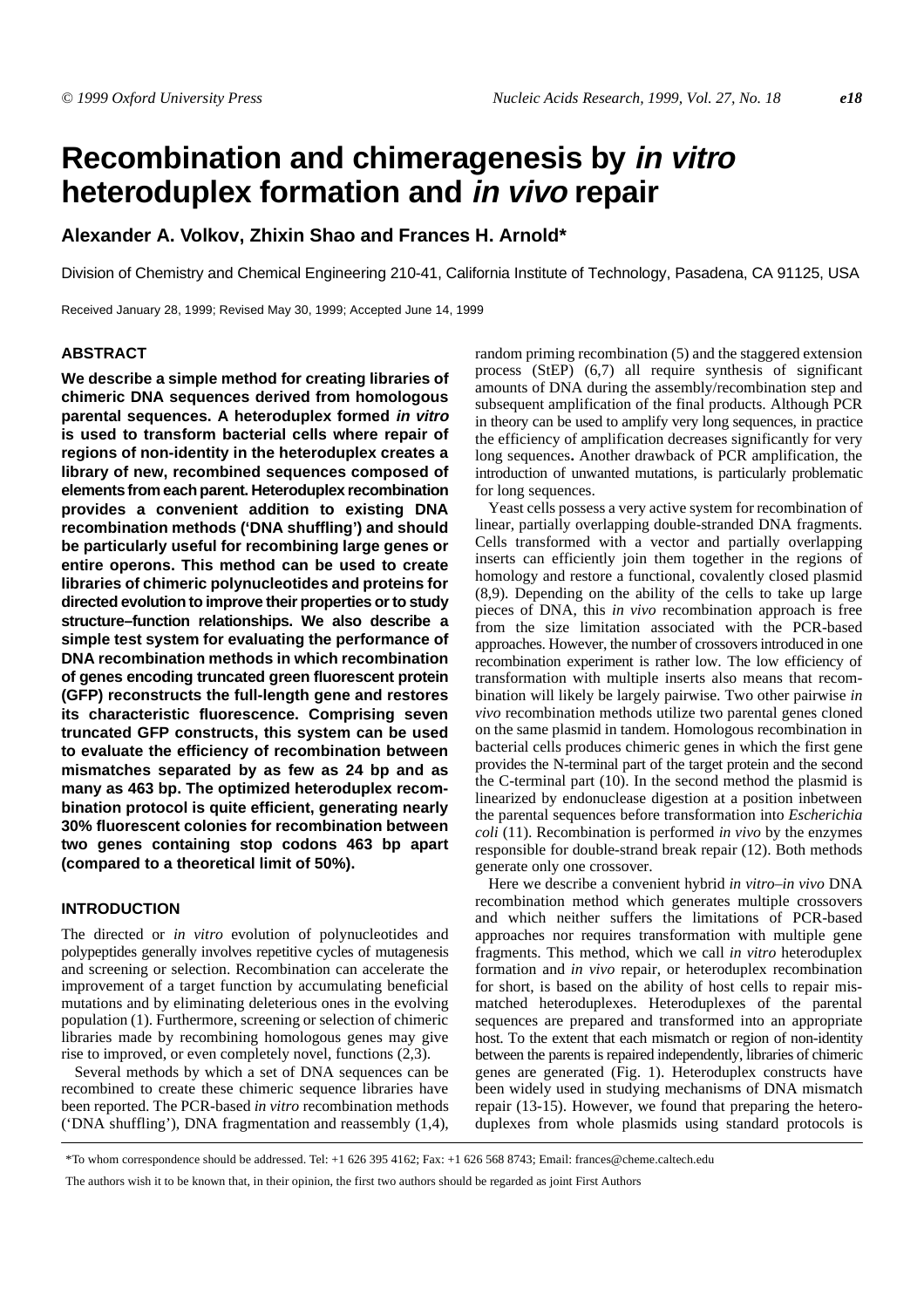# Recombination and chimeragenesis by *in vitro* heteroduplex formation and *in vivo* repair

**Alexander A. Volkov, Zhixin Shao and Frances H. Arnold***

Division of Chemistry and Chemical Engineering 210-41, California Institute of Technology, Pasadena, CA 91125, USA

Received January 28, 1999; Revised May 30, 1999; Accepted June 14, 1999

## ABSTRACT

**We describe a simple method for creating libraries of chimeric DNA sequences derived from homologous parental sequences. A heteroduplex formed *in vitro* is used to transform bacterial cells where repair of regions of non-identity in the heteroduplex creates a library of new, recombined sequences composed of elements from each parent. Heteroduplex recombination provides a convenient addition to existing DNA recombination methods ('DNA shuffling') and should be particularly useful for recombining large genes or entire operons. This method can be used to create libraries of chimeric polynucleotides and proteins for directed evolution to improve their properties or to study structure–function relationships. We also describe a simple test system for evaluating the performance of DNA recombination methods in which recombination of genes encoding truncated green fluorescent protein (GFP) reconstructs the full-length gene and restores its characteristic fluorescence. Comprising seven truncated GFP constructs, this system can be used to evaluate the efficiency of recombination between mismatches separated by as few as 24 bp and as many as 463 bp. The optimized heteroduplex recombination protocol is quite efficient, generating nearly 30% fluorescent colonies for recombination between two genes containing stop codons 463 bp apart (compared to a theoretical limit of 50%).**

## INTRODUCTION

The directed or *in vitro* evolution of polynucleotides and polypeptides generally involves repetitive cycles of mutagenesis and screening or selection. Recombination can accelerate the improvement of a target function by accumulating beneficial mutations and by eliminating deleterious ones in the evolving population (1). Furthermore, screening or selection of chimeric libraries made by recombining homologous genes may give rise to improved, or even completely novel, functions (2,3).

Several methods by which a set of DNA sequences can be recombined to create these chimeric sequence libraries have been reported. The PCR-based *in vitro* recombination methods ('DNA shuffling'), DNA fragmentation and reassembly (1,4), random priming recombination (5) and the staggered extension process (StEP) (6,7) all require synthesis of significant amounts of DNA during the assembly/recombination step and subsequent amplification of the final products. Although PCR in theory can be used to amplify very long sequences, in practice the efficiency of amplification decreases significantly for very long sequences**.** Another drawback of PCR amplification, the introduction of unwanted mutations, is particularly problematic for long sequences.

Yeast cells possess a very active system for recombination of linear, partially overlapping double-stranded DNA fragments. Cells transformed with a vector and partially overlapping inserts can efficiently join them together in the regions of homology and restore a functional, covalently closed plasmid (8,9). Depending on the ability of the cells to take up large pieces of DNA, this *in vivo* recombination approach is free from the size limitation associated with the PCR-based approaches. However, the number of crossovers introduced in one recombination experiment is rather low. The low efficiency of transformation with multiple inserts also means that recombination will likely be largely pairwise. Two other pairwise *in vivo* recombination methods utilize two parental genes cloned on the same plasmid in tandem. Homologous recombination in bacterial cells produces chimeric genes in which the first gene provides the N-terminal part of the target protein and the second the C-terminal part (10). In the second method the plasmid is linearized by endonuclease digestion at a position inbetween the parental sequences before transformation into *Escherichia coli* (11). Recombination is performed *in vivo* by the enzymes responsible for double-strand break repair (12). Both methods generate only one crossover.

Here we describe a convenient hybrid *in vitro*–*in vivo* DNA recombination method which generates multiple crossovers and which neither suffers the limitations of PCR-based approaches nor requires transformation with multiple gene fragments. This method, which we call *in vitro* heteroduplex formation and *in vivo* repair, or heteroduplex recombination for short, is based on the ability of host cells to repair mismatched heteroduplexes. Heteroduplexes of the parental sequences are prepared and transformed into an appropriate host. To the extent that each mismatch or region of non-identity between the parents is repaired independently, libraries of chimeric genes are generated (Fig. 1). Heteroduplex constructs have been widely used in studying mechanisms of DNA mismatch repair (13-15). However, we found that preparing the heteroduplexes from whole plasmids using standard protocols is

*To whom correspondence should be addressed. Tel: +1 626 395 4162; Fax: +1 626 568 8743; Email: frances@cheme.caltech.edu

The authors wish it to be known that, in their opinion, the first two authors should be regarded as joint First Authors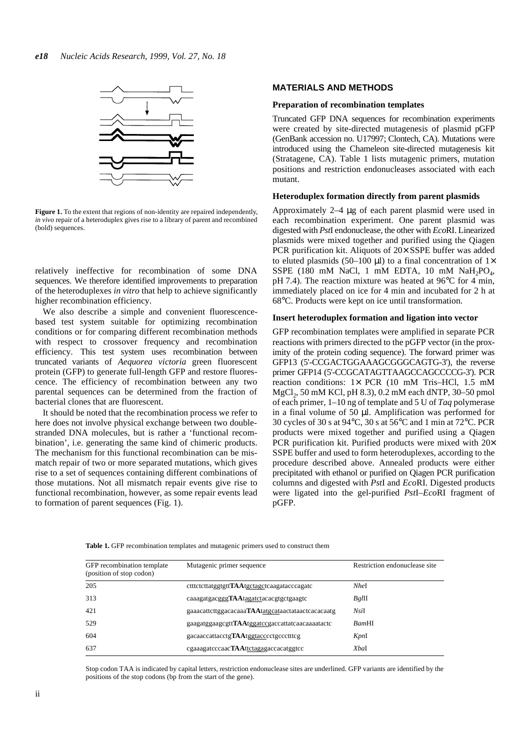**Figure 1.** To the extent that regions of non-identity are repaired independently, *in vivo* repair of a heteroduplex gives rise to a library of parent and recombined (bold) sequences.

relatively ineffective for recombination of some DNA sequences. We therefore identified improvements to preparation of the heteroduplexes *in vitro* that help to achieve significantly higher recombination efficiency.

We also describe a simple and convenient fluorescence-based test system suitable for optimizing recombination conditions or for comparing different recombination methods with respect to crossover frequency and recombination efficiency. This test system uses recombination between truncated variants of *Aequorea victoria* green fluorescent protein (GFP) to generate full-length GFP and restore fluorescence. The efficiency of recombination between any two parental sequences can be determined from the fraction of bacterial clones that are fluorescent.

It should be noted that the recombination process we refer to here does not involve physical exchange between two double-stranded DNA molecules, but is rather a 'functional recombination', i.e. generating the same kind of chimeric products. The mechanism for this functional recombination can be mismatch repair of two or more separated mutations, which gives rise to a set of sequences containing different combinations of those mutations. Not all mismatch repair events give rise to functional recombination, however, as some repair events lead to formation of parent sequences (Fig. 1).

## MATERIALS AND METHODS

### Preparation of recombination templates

Truncated GFP DNA sequences for recombination experiments were created by site-directed mutagenesis of plasmid pGFP (GenBank accession no. U17997; Clontech, CA). Mutations were introduced using the Chameleon site-directed mutagenesis kit (Stratagene, CA). Table 1 lists mutagenic primers, mutation positions and restriction endonucleases associated with each mutant.

### Heteroduplex formation directly from parent plasmids

Approximately 2–4 µg of each parent plasmid were used in each recombination experiment. One parent plasmid was digested with *Pst*I endonuclease, the other with *Eco*RI. Linearized plasmids were mixed together and purified using the Qiagen PCR purification kit. Aliquots of 20× SSPE buffer was added to eluted plasmids (50–100 µl) to a final concentration of 1× SSPE (180 mM NaCl, 1 mM EDTA, 10 mM $NaH_2PO_4$, pH 7.4). The reaction mixture was heated at 96°C for 4 min, immediately placed on ice for 4 min and incubated for 2 h at 68°C. Products were kept on ice until transformation.

### Insert heteroduplex formation and ligation into vector

GFP recombination templates were amplified in separate PCR reactions with primers directed to the pGFP vector (in the proximity of the protein coding sequence). The forward primer was GFP13 (5'-CCGACTGGAAAGCGGGCAGTG-3'), the reverse primer GFP14 (5'-CCGCATAGTTAAGCCAGCCCCG-3'). PCR reaction conditions: 1× PCR (10 mM Tris–HCl, 1.5 mM $MgCl_2$, 50 mM KCl, pH 8.3), 0.2 mM each dNTP, 30–50 pmol of each primer, 1–10 ng of template and 5 U of *Taq* polymerase in a final volume of 50 µl. Amplification was performed for 30 cycles of 30 s at 94°C, 30 s at 56°C and 1 min at 72°C. PCR products were mixed together and purified using a Qiagen PCR purification kit. Purified products were mixed with 20× SSPE buffer and used to form heteroduplexes, according to the procedure described above. Annealed products were either precipitated with ethanol or purified on Qiagen PCR purification columns and digested with *Pst*I and *Eco*RI. Digested products were ligated into the gel-purified *Pst*I–*Eco*RI fragment of pGFP.

**Table 1.** GFP recombination templates and mutagenic primers used to construct them

| GFP recombination template (position of stop codon) | Mutagenic primer sequence | Restriction endonuclease site |
|---|---|---|
| 205 | ctttctcttatggtgtt**TAA**tgctagctcaagatacccagatc | *Nhe*I |
| 313 | caaagatgacgggg**TAA**tagatctacacgtgctgaagtc | *Bgl*II |
| 421 | gaaacattcttggacacaaa**TAA**tatgcataactataactcacacaatg | *Nsi*I |
| 529 | gaagatggaagcgtt**TAA**tggatccgaccattatcaacaaaatactc | *Bam*HI |
| 604 | gacaaccattacctg**TAA**tggtaccccctgccctttcg | *Kpn*I |
| 637 | cgaaagatcccaac**TAA**ttctagagaccacatggtcc | *Xba*I |

Stop codon TAA is indicated by capital letters, restriction endonuclease sites are underlined. GFP variants are identified by the positions of the stop codons (bp from the start of the gene).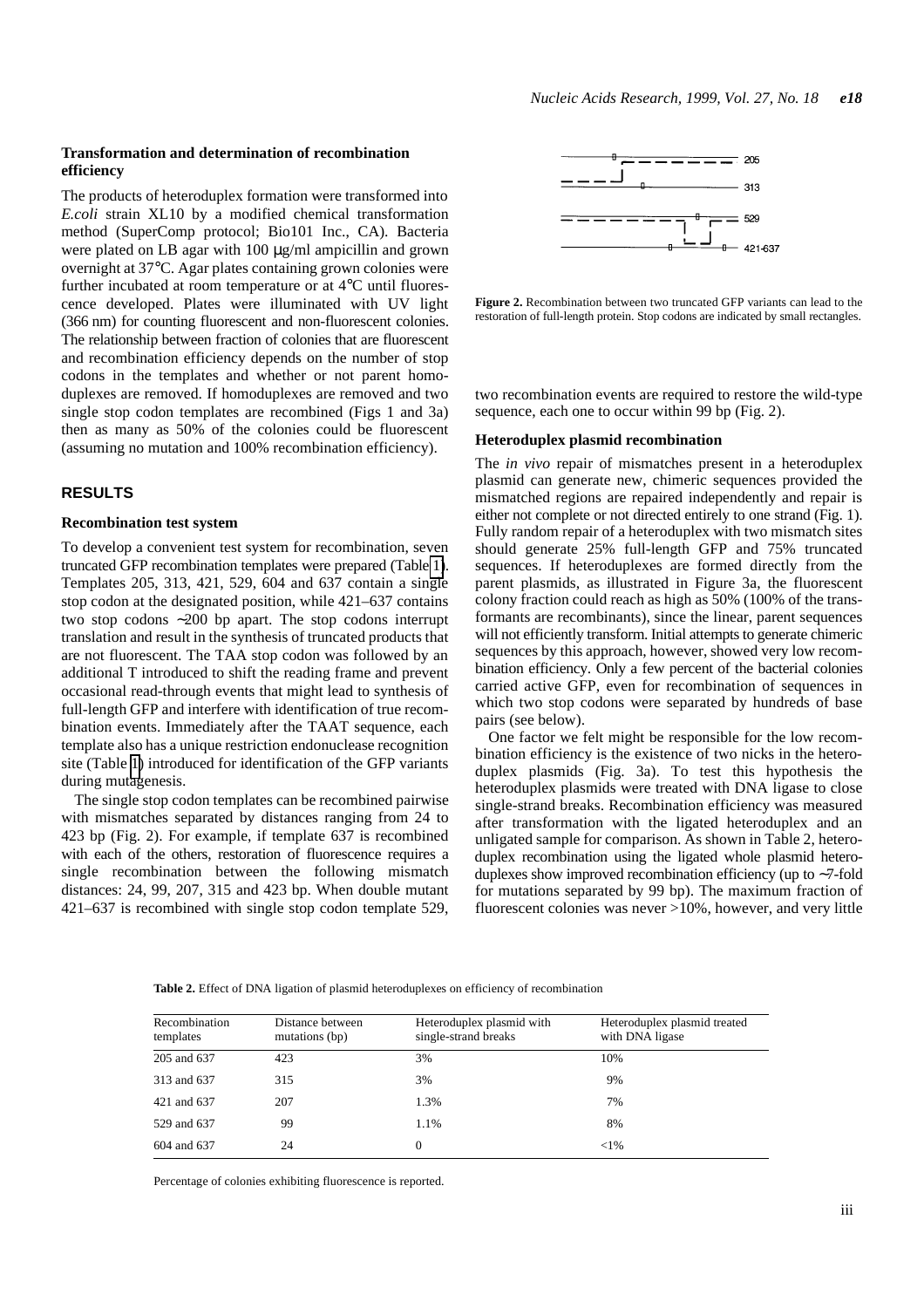### Transformation and determination of recombination efficiency

The products of heteroduplex formation were transformed into *E.coli* strain XL10 by a modified chemical transformation method (SuperComp protocol; Bio101 Inc., CA). Bacteria were plated on LB agar with 100 μg/ml ampicillin and grown overnight at 37°C. Agar plates containing grown colonies were further incubated at room temperature or at 4°C until fluorescence developed. Plates were illuminated with UV light (366 nm) for counting fluorescent and non-fluorescent colonies. The relationship between fraction of colonies that are fluorescent and recombination efficiency depends on the number of stop codons in the templates and whether or not parent homoduplexes are removed. If homoduplexes are removed and two single stop codon templates are recombined (Figs 1 and 3a) then as many as 50% of the colonies could be fluorescent (assuming no mutation and 100% recombination efficiency).

## RESULTS

### Recombination test system

To develop a convenient test system for recombination, seven truncated GFP recombination templates were prepared (Table 1). Templates 205, 313, 421, 529, 604 and 637 contain a single stop codon at the designated position, while 421–637 contains two stop codons ~200 bp apart. The stop codons interrupt translation and result in the synthesis of truncated products that are not fluorescent. The TAA stop codon was followed by an additional T introduced to shift the reading frame and prevent occasional read-through events that might lead to synthesis of full-length GFP and interfere with identification of true recombination events. Immediately after the TAAT sequence, each template also has a unique restriction endonuclease recognition site (Table 1) introduced for identification of the GFP variants during mutagenesis.

The single stop codon templates can be recombined pairwise with mismatches separated by distances ranging from 24 to 423 bp (Fig. 2). For example, if template 637 is recombined with each of the others, restoration of fluorescence requires a single recombination between the following mismatch distances: 24, 99, 207, 315 and 423 bp. When double mutant 421–637 is recombined with single stop codon template 529, two recombination events are required to restore the wild-type sequence, each one to occur within 99 bp (Fig. 2).

**Figure 2.** Recombination between two truncated GFP variants can lead to the restoration of full-length protein. Stop codons are indicated by small rectangles.

### Heteroduplex plasmid recombination

The *in vivo* repair of mismatches present in a heteroduplex plasmid can generate new, chimeric sequences provided the mismatched regions are repaired independently and repair is either not complete or not directed entirely to one strand (Fig. 1). Fully random repair of a heteroduplex with two mismatch sites should generate 25% full-length GFP and 75% truncated sequences. If heteroduplexes are formed directly from the parent plasmids, as illustrated in Figure 3a, the fluorescent colony fraction could reach as high as 50% (100% of the transformants are recombinants), since the linear, parent sequences will not efficiently transform. Initial attempts to generate chimeric sequences by this approach, however, showed very low recombination efficiency. Only a few percent of the bacterial colonies carried active GFP, even for recombination of sequences in which two stop codons were separated by hundreds of base pairs (see below).

One factor we felt might be responsible for the low recombination efficiency is the existence of two nicks in the heteroduplex plasmids (Fig. 3a). To test this hypothesis the heteroduplex plasmids were treated with DNA ligase to close single-strand breaks. Recombination efficiency was measured after transformation with the ligated heteroduplex and an unligated sample for comparison. As shown in Table 2, heteroduplex recombination using the ligated whole plasmid heteroduplexes show improved recombination efficiency (up to ~7-fold for mutations separated by 99 bp). The maximum fraction of fluorescent colonies was never >10%, however, and very little

**Table 2.** Effect of DNA ligation of plasmid heteroduplexes on efficiency of recombination

| Recombination templates | Distance between mutations (bp) | Heteroduplex plasmid with single-strand breaks | Heteroduplex plasmid treated with DNA ligase |
|---|---|---|---|
| 205 and 637 | 423 | 3% | 10% |
| 313 and 637 | 315 | 3% | 9% |
| 421 and 637 | 207 | 1.3% | 7% |
| 529 and 637 | 99 | 1.1% | 8% |
| 604 and 637 | 24 | 0 | <1% |

Percentage of colonies exhibiting fluorescence is reported.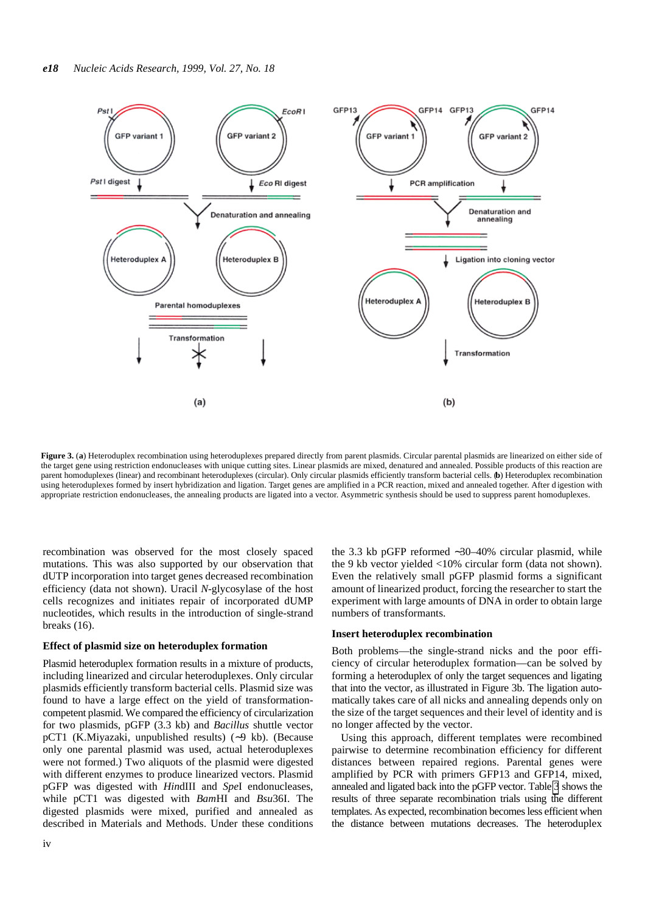**Figure 3.** (**a**) Heteroduplex recombination using heteroduplexes prepared directly from parent plasmids. Circular parental plasmids are linearized on either side of the target gene using restriction endonucleases with unique cutting sites. Linear plasmids are mixed, denatured and annealed. Possible products of this reaction are parent homoduplexes (linear) and recombinant heteroduplexes (circular). Only circular plasmids efficiently transform bacterial cells. (**b**) Heteroduplex recombination using heteroduplexes formed by insert hybridization and ligation. Target genes are amplified in a PCR reaction, mixed and annealed together. After digestion with appropriate restriction endonucleases, the annealing products are ligated into a vector. Asymmetric synthesis should be used to suppress parent homoduplexes.

recombination was observed for the most closely spaced mutations. This was also supported by our observation that dUTP incorporation into target genes decreased recombination efficiency (data not shown). Uracil *N*-glycosylase of the host cells recognizes and initiates repair of incorporated dUMP nucleotides, which results in the introduction of single-strand breaks (16).

### Effect of plasmid size on heteroduplex formation

Plasmid heteroduplex formation results in a mixture of products, including linearized and circular heteroduplexes. Only circular plasmids efficiently transform bacterial cells. Plasmid size was found to have a large effect on the yield of transformation-competent plasmid. We compared the efficiency of circularization for two plasmids, pGFP (3.3 kb) and *Bacillus* shuttle vector pCT1 (K.Miyazaki, unpublished results) (~9 kb). (Because only one parental plasmid was used, actual heteroduplexes were not formed.) Two aliquots of the plasmid were digested with different enzymes to produce linearized vectors. Plasmid pGFP was digested with *Hin*dIII and *Spe*I endonucleases, while pCT1 was digested with *Bam*HI and *Bsu*36I. The digested plasmids were mixed, purified and annealed as described in Materials and Methods. Under these conditions the 3.3 kb pGFP reformed ~30–40% circular plasmid, while the 9 kb vector yielded <10% circular form (data not shown). Even the relatively small pGFP plasmid forms a significant amount of linearized product, forcing the researcher to start the experiment with large amounts of DNA in order to obtain large numbers of transformants.

### Insert heteroduplex recombination

Both problems—the single-strand nicks and the poor efficiency of circular heteroduplex formation—can be solved by forming a heteroduplex of only the target sequences and ligating that into the vector, as illustrated in Figure 3b. The ligation automatically takes care of all nicks and annealing depends only on the size of the target sequences and their level of identity and is no longer affected by the vector.

Using this approach, different templates were recombined pairwise to determine recombination efficiency for different distances between repaired regions. Parental genes were amplified by PCR with primers GFP13 and GFP14, mixed, annealed and ligated back into the pGFP vector. Table 3 shows the results of three separate recombination trials using the different templates. As expected, recombination becomes less efficient when the distance between mutations decreases. The heteroduplex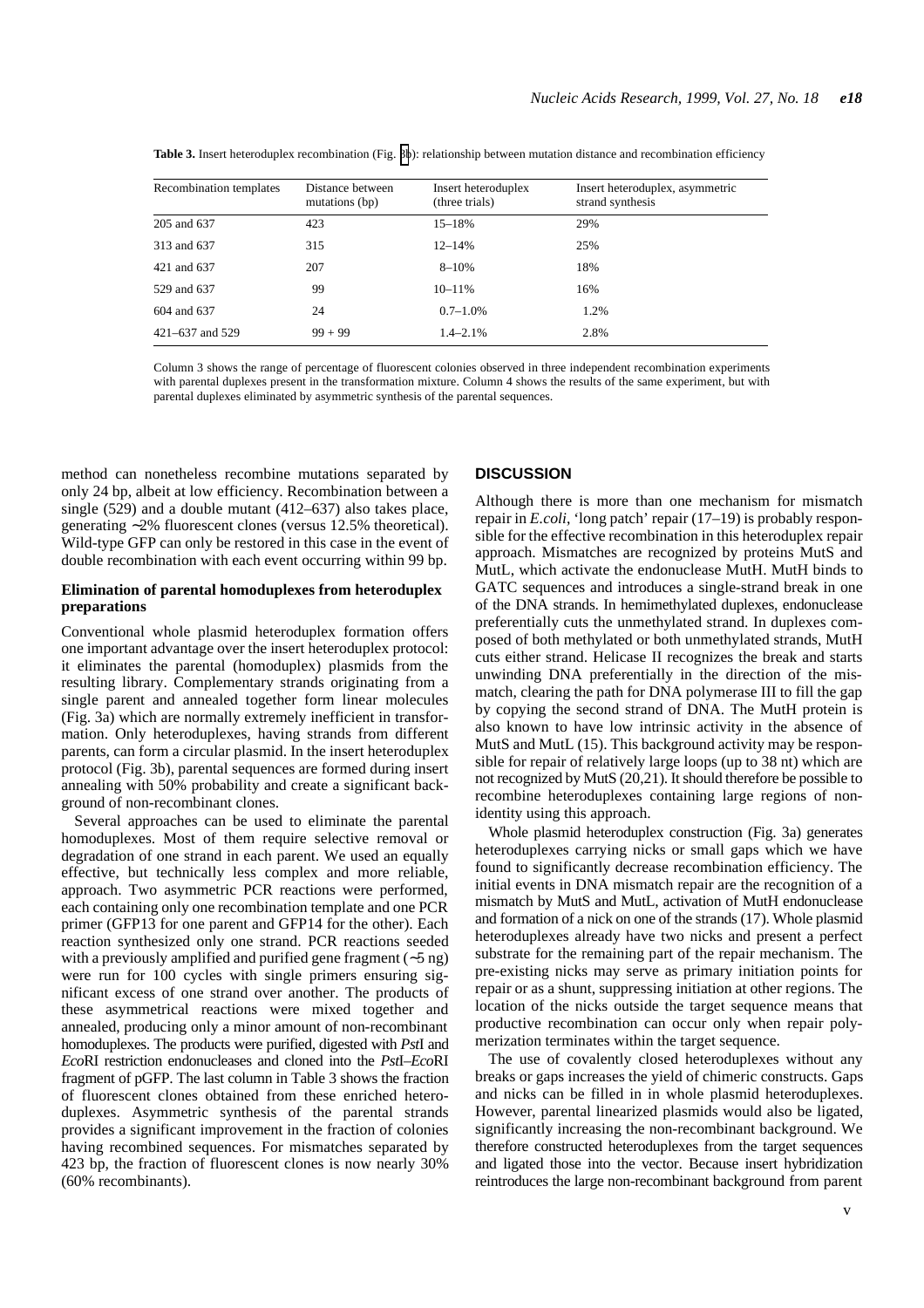**Table 3.** Insert heteroduplex recombination (Fig. 3b): relationship between mutation distance and recombination efficiency

| Recombination templates | Distance between mutations (bp) | Insert heteroduplex (three trials) | Insert heteroduplex, asymmetric strand synthesis |
|---|---|---|---|
| 205 and 637 | 423 | 15–18% | 29% |
| 313 and 637 | 315 | 12–14% | 25% |
| 421 and 637 | 207 | 8–10% | 18% |
| 529 and 637 | 99 | 10–11% | 16% |
| 604 and 637 | 24 | 0.7–1.0% | 1.2% |
| 421–637 and 529 | 99 + 99 | 1.4–2.1% | 2.8% |

Column 3 shows the range of percentage of fluorescent colonies observed in three independent recombination experiments with parental duplexes present in the transformation mixture. Column 4 shows the results of the same experiment, but with parental duplexes eliminated by asymmetric synthesis of the parental sequences.

method can nonetheless recombine mutations separated by only 24 bp, albeit at low efficiency. Recombination between a single (529) and a double mutant (412–637) also takes place, generating ~2% fluorescent clones (versus 12.5% theoretical). Wild-type GFP can only be restored in this case in the event of double recombination with each event occurring within 99 bp.

### Elimination of parental homoduplexes from heteroduplex preparations

Conventional whole plasmid heteroduplex formation offers one important advantage over the insert heteroduplex protocol: it eliminates the parental (homoduplex) plasmids from the resulting library. Complementary strands originating from a single parent and annealed together form linear molecules (Fig. 3a) which are normally extremely inefficient in transformation. Only heteroduplexes, having strands from different parents, can form a circular plasmid. In the insert heteroduplex protocol (Fig. 3b), parental sequences are formed during insert annealing with 50% probability and create a significant background of non-recombinant clones.

Several approaches can be used to eliminate the parental homoduplexes. Most of them require selective removal or degradation of one strand in each parent. We used an equally effective, but technically less complex and more reliable, approach. Two asymmetric PCR reactions were performed, each containing only one recombination template and one PCR primer (GFP13 for one parent and GFP14 for the other). Each reaction synthesized only one strand. PCR reactions seeded with a previously amplified and purified gene fragment (~5 ng) were run for 100 cycles with single primers ensuring significant excess of one strand over another. The products of these asymmetrical reactions were mixed together and annealed, producing only a minor amount of non-recombinant homoduplexes. The products were purified, digested with *Pst*I and *Eco*RI restriction endonucleases and cloned into the *Pst*I–*Eco*RI fragment of pGFP. The last column in Table 3 shows the fraction of fluorescent clones obtained from these enriched heteroduplexes. Asymmetric synthesis of the parental strands provides a significant improvement in the fraction of colonies having recombined sequences. For mismatches separated by 423 bp, the fraction of fluorescent clones is now nearly 30% (60% recombinants).

## DISCUSSION

Although there is more than one mechanism for mismatch repair in *E.coli*, 'long patch' repair (17–19) is probably responsible for the effective recombination in this heteroduplex repair approach. Mismatches are recognized by proteins MutS and MutL, which activate the endonuclease MutH. MutH binds to GATC sequences and introduces a single-strand break in one of the DNA strands. In hemimethylated duplexes, endonuclease preferentially cuts the unmethylated strand. In duplexes composed of both methylated or both unmethylated strands, MutH cuts either strand. Helicase II recognizes the break and starts unwinding DNA preferentially in the direction of the mismatch, clearing the path for DNA polymerase III to fill the gap by copying the second strand of DNA. The MutH protein is also known to have low intrinsic activity in the absence of MutS and MutL (15). This background activity may be responsible for repair of relatively large loops (up to 38 nt) which are not recognized by MutS (20,21). It should therefore be possible to recombine heteroduplexes containing large regions of non-identity using this approach.

Whole plasmid heteroduplex construction (Fig. 3a) generates heteroduplexes carrying nicks or small gaps which we have found to significantly decrease recombination efficiency. The initial events in DNA mismatch repair are the recognition of a mismatch by MutS and MutL, activation of MutH endonuclease and formation of a nick on one of the strands (17). Whole plasmid heteroduplexes already have two nicks and present a perfect substrate for the remaining part of the repair mechanism. The pre-existing nicks may serve as primary initiation points for repair or as a shunt, suppressing initiation at other regions. The location of the nicks outside the target sequence means that productive recombination can occur only when repair polymerization terminates within the target sequence.

The use of covalently closed heteroduplexes without any breaks or gaps increases the yield of chimeric constructs. Gaps and nicks can be filled in in whole plasmid heteroduplexes. However, parental linearized plasmids would also be ligated, significantly increasing the non-recombinant background. We therefore constructed heteroduplexes from the target sequences and ligated those into the vector. Because insert hybridization reintroduces the large non-recombinant background from parent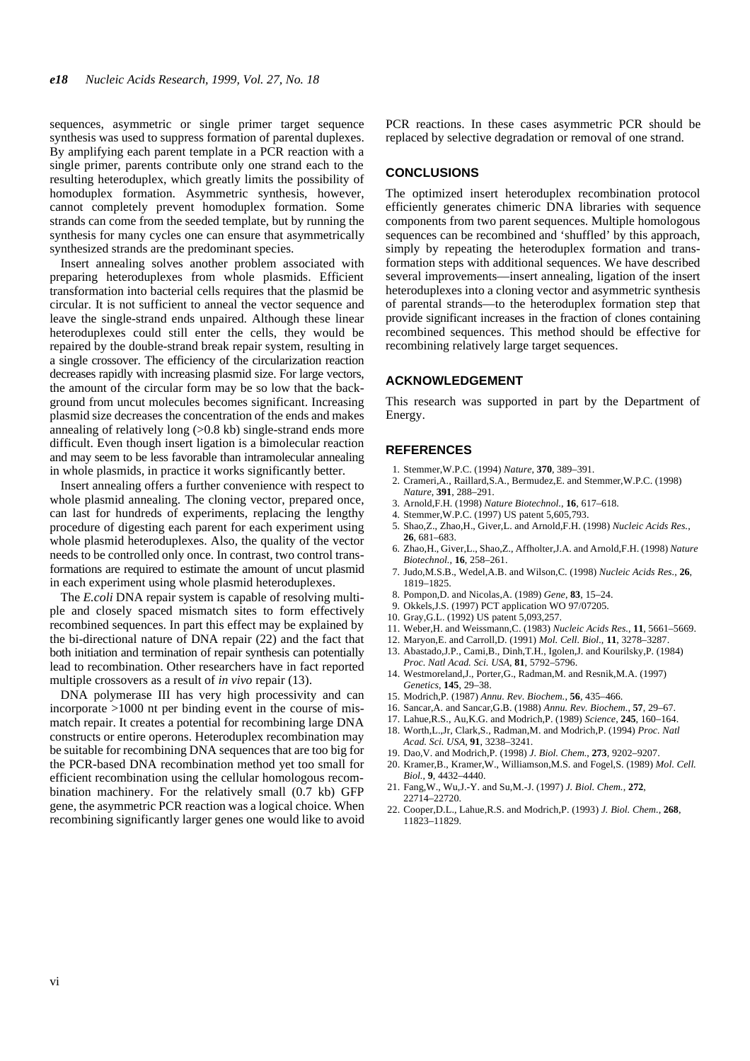sequences, asymmetric or single primer target sequence synthesis was used to suppress formation of parental duplexes. By amplifying each parent template in a PCR reaction with a single primer, parents contribute only one strand each to the resulting heteroduplex, which greatly limits the possibility of homoduplex formation. Asymmetric synthesis, however, cannot completely prevent homoduplex formation. Some strands can come from the seeded template, but by running the synthesis for many cycles one can ensure that asymmetrically synthesized strands are the predominant species.

Insert annealing solves another problem associated with preparing heteroduplexes from whole plasmids. Efficient transformation into bacterial cells requires that the plasmid be circular. It is not sufficient to anneal the vector sequence and leave the single-strand ends unpaired. Although these linear heteroduplexes could still enter the cells, they would be repaired by the double-strand break repair system, resulting in a single crossover. The efficiency of the circularization reaction decreases rapidly with increasing plasmid size. For large vectors, the amount of the circular form may be so low that the background from uncut molecules becomes significant. Increasing plasmid size decreases the concentration of the ends and makes annealing of relatively long (>0.8 kb) single-strand ends more difficult. Even though insert ligation is a bimolecular reaction and may seem to be less favorable than intramolecular annealing in whole plasmids, in practice it works significantly better.

Insert annealing offers a further convenience with respect to whole plasmid annealing. The cloning vector, prepared once, can last for hundreds of experiments, replacing the lengthy procedure of digesting each parent for each experiment using whole plasmid heteroduplexes. Also, the quality of the vector needs to be controlled only once. In contrast, two control transformations are required to estimate the amount of uncut plasmid in each experiment using whole plasmid heteroduplexes.

The *E.coli* DNA repair system is capable of resolving multiple and closely spaced mismatch sites to form effectively recombined sequences. In part this effect may be explained by the bi-directional nature of DNA repair (22) and the fact that both initiation and termination of repair synthesis can potentially lead to recombination. Other researchers have in fact reported multiple crossovers as a result of *in vivo* repair (13).

DNA polymerase III has very high processivity and can incorporate >1000 nt per binding event in the course of mismatch repair. It creates a potential for recombining large DNA constructs or entire operons. Heteroduplex recombination may be suitable for recombining DNA sequences that are too big for the PCR-based DNA recombination method yet too small for efficient recombination using the cellular homologous recombination machinery. For the relatively small (0.7 kb) GFP gene, the asymmetric PCR reaction was a logical choice. When recombining significantly larger genes one would like to avoid PCR reactions. In these cases asymmetric PCR should be replaced by selective degradation or removal of one strand.

## CONCLUSIONS

The optimized insert heteroduplex recombination protocol efficiently generates chimeric DNA libraries with sequence components from two parent sequences. Multiple homologous sequences can be recombined and 'shuffled' by this approach, simply by repeating the heteroduplex formation and transformation steps with additional sequences. We have described several improvements—insert annealing, ligation of the insert heteroduplexes into a cloning vector and asymmetric synthesis of parental strands—to the heteroduplex formation step that provide significant increases in the fraction of clones containing recombined sequences. This method should be effective for recombining relatively large target sequences.

## ACKNOWLEDGEMENT

This research was supported in part by the Department of Energy.

## REFERENCES

1. Stemmer,W.P.C. (1994) *Nature*, **370**, 389–391.
2. Crameri,A., Raillard,S.A., Bermudez,E. and Stemmer,W.P.C. (1998) *Nature*, **391**, 288–291.
3. Arnold,F.H. (1998) *Nature Biotechnol.*, **16**, 617–618.
4. Stemmer,W.P.C. (1997) US patent 5,605,793.
5. Shao,Z., Zhao,H., Giver,L. and Arnold,F.H. (1998) *Nucleic Acids Res.*, **26**, 681–683.
6. Zhao,H., Giver,L., Shao,Z., Affholter,J.A. and Arnold,F.H. (1998) *Nature Biotechnol.*, **16**, 258–261.
7. Judo,M.S.B., Wedel,A.B. and Wilson,C. (1998) *Nucleic Acids Res.*, **26**, 1819–1825.
8. Pompon,D. and Nicolas,A. (1989) *Gene*, **83**, 15–24.
9. Okkels,J.S. (1997) PCT application WO 97/07205.
10. Gray,G.L. (1992) US patent 5,093,257.
11. Weber,H. and Weissmann,C. (1983) *Nucleic Acids Res.*, **11**, 5661–5669.
12. Maryon,E. and Carroll,D. (1991) *Mol. Cell. Biol.*, **11**, 3278–3287.
13. Abastado,J.P., Cami,B., Dinh,T.H., Igolen,J. and Kourilsky,P. (1984) *Proc. Natl Acad. Sci. USA*, **81**, 5792–5796.
14. Westmoreland,J., Porter,G., Radman,M. and Resnik,M.A. (1997) *Genetics*, **145**, 29–38.
15. Modrich,P. (1987) *Annu. Rev. Biochem.*, **56**, 435–466.
16. Sancar,A. and Sancar,G.B. (1988) *Annu. Rev. Biochem.*, **57**, 29–67.
17. Lahue,R.S., Au,K.G. and Modrich,P. (1989) *Science*, **245**, 160–164.
18. Worth,L.,Jr, Clark,S., Radman,M. and Modrich,P. (1994) *Proc. Natl Acad. Sci. USA*, **91**, 3238–3241.
19. Dao,V. and Modrich,P. (1998) *J. Biol. Chem.*, **273**, 9202–9207.
20. Kramer,B., Kramer,W., Williamson,M.S. and Fogel,S. (1989) *Mol. Cell. Biol.*, **9**, 4432–4440.
21. Fang,W., Wu,J.-Y. and Su,M.-J. (1997) *J. Biol. Chem.*, **272**, 22714–22720.
22. Cooper,D.L., Lahue,R.S. and Modrich,P. (1993) *J. Biol. Chem.*, **268**, 11823–11829.